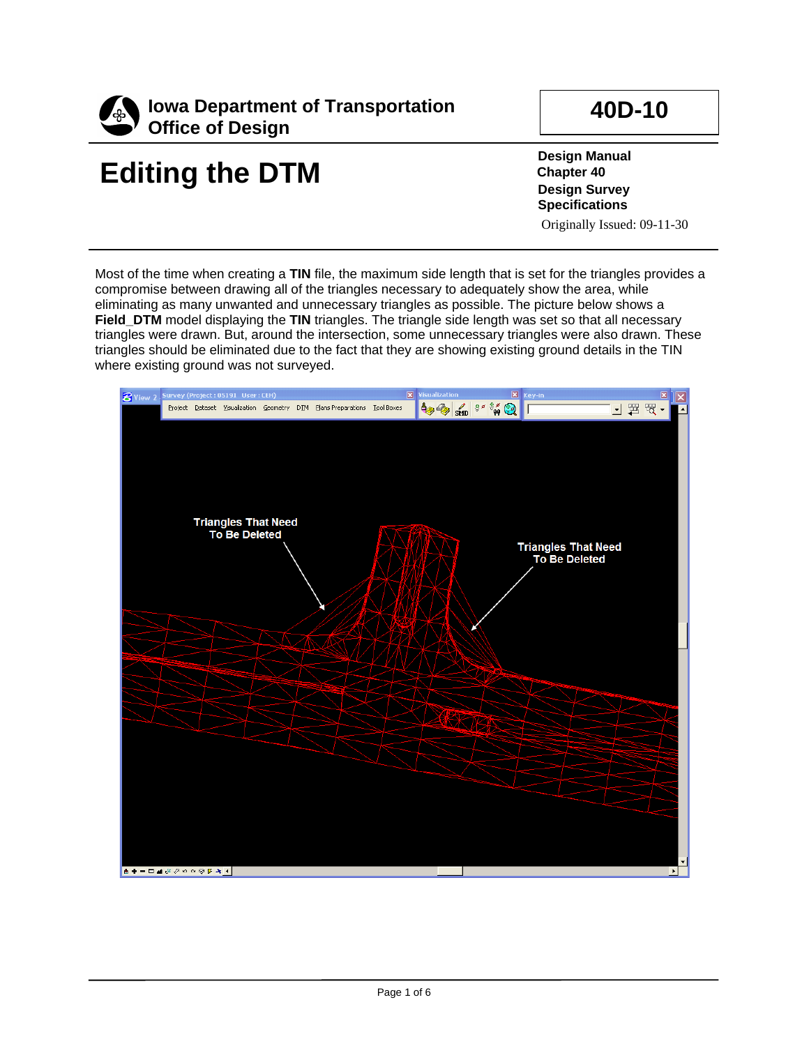**Iowa Department of Transportation**
**Office of Design**

**40D-10**

# Editing the DTM

**Design Manual**
**Chapter 40**
**Design Survey Specifications**
Originally Issued: 09-11-30

Most of the time when creating a **TIN** file, the maximum side length that is set for the triangles provides a compromise between drawing all of the triangles necessary to adequately show the area, while eliminating as many unwanted and unnecessary triangles as possible. The picture below shows a **Field_DTM** model displaying the **TIN** triangles. The triangle side length was set so that all necessary triangles were drawn. But, around the intersection, some unnecessary triangles were also drawn. These triangles should be eliminated due to the fact that they are showing existing ground details in the TIN where existing ground was not surveyed.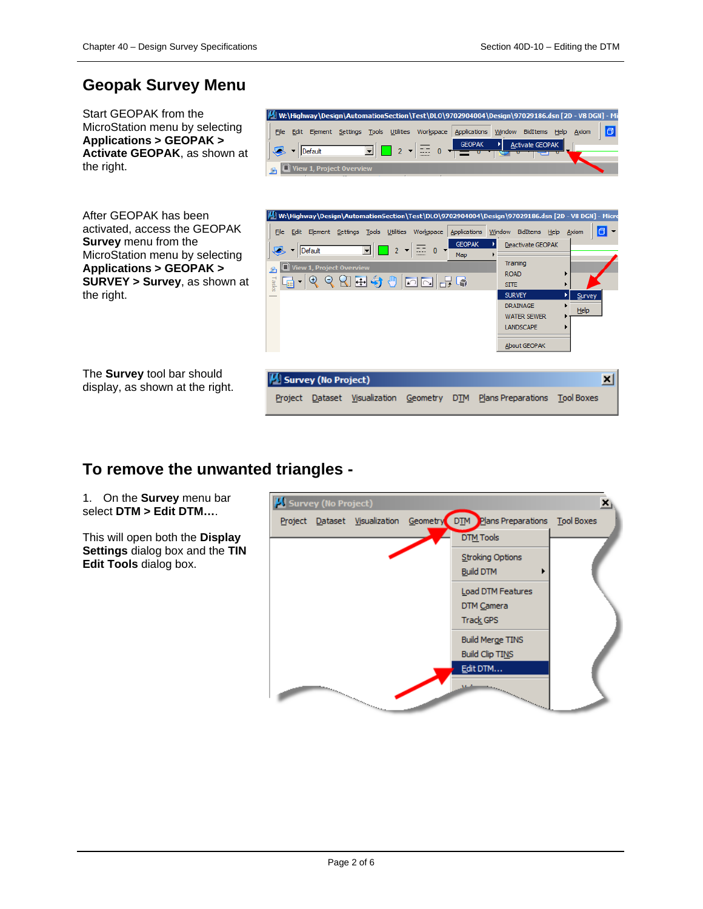## Geopak Survey Menu

Start GEOPAK from the MicroStation menu by selecting **Applications > GEOPAK > Activate GEOPAK**, as shown at the right.

After GEOPAK has been activated, access the GEOPAK **Survey** menu from the MicroStation menu by selecting **Applications > GEOPAK > SURVEY > Survey**, as shown at the right.

The **Survey** tool bar should display, as shown at the right.

## To remove the unwanted triangles -

1. On the **Survey** menu bar select **DTM > Edit DTM…**.

This will open both the **Display Settings** dialog box and the **TIN Edit Tools** dialog box.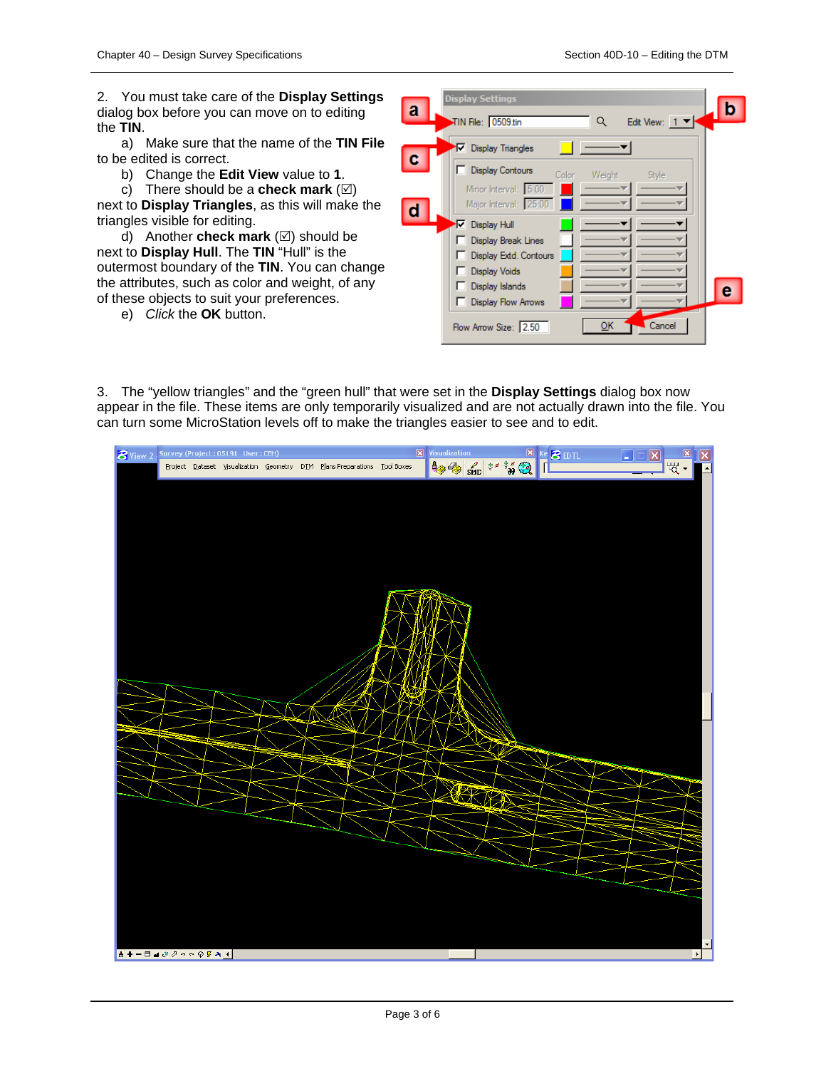2. You must take care of the **Display Settings** dialog box before you can move on to editing the **TIN**.

a) Make sure that the name of the **TIN File** to be edited is correct.

b) Change the **Edit View** value to **1**.

c) There should be a **check mark** (☑) next to **Display Triangles**, as this will make the triangles visible for editing.

d) Another **check mark** (☑) should be next to **Display Hull**. The **TIN** "Hull" is the outermost boundary of the **TIN**. You can change the attributes, such as color and weight, of any of these objects to suit your preferences.

e) *Click* the **OK** button.

3. The "yellow triangles" and the "green hull" that were set in the **Display Settings** dialog box now appear in the file. These items are only temporarily visualized and are not actually drawn into the file. You can turn some MicroStation levels off to make the triangles easier to see and to edit.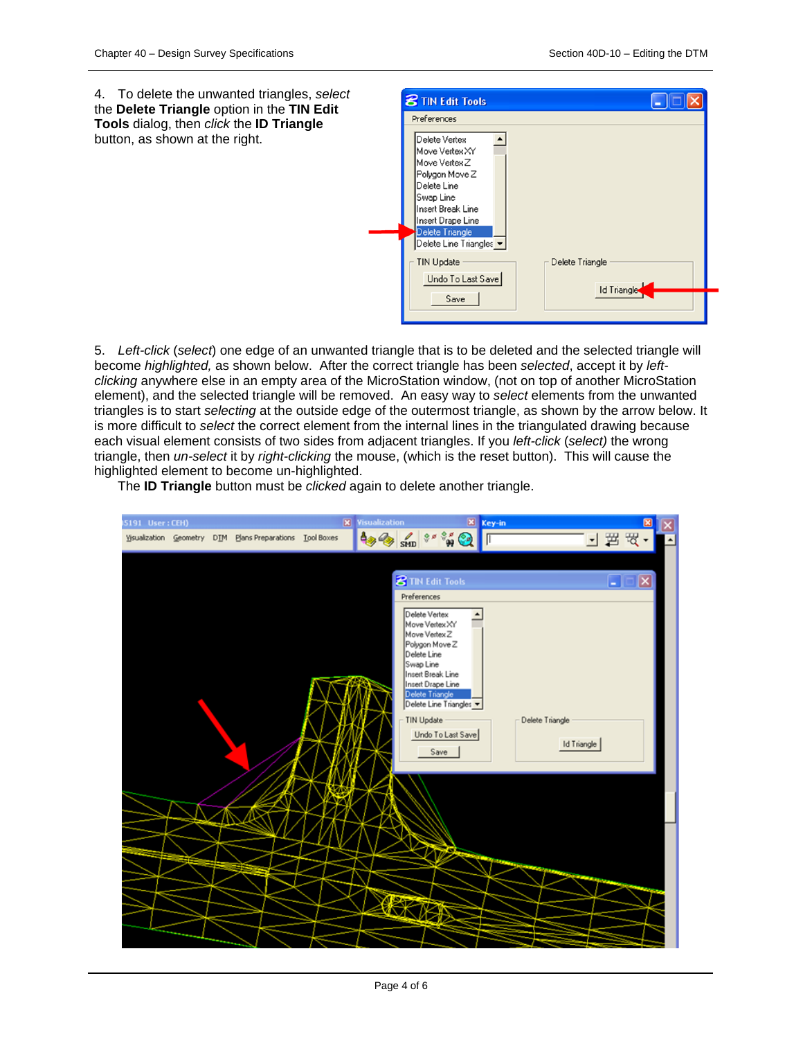4. To delete the unwanted triangles, *select* the **Delete Triangle** option in the **TIN Edit Tools** dialog, then *click* the **ID Triangle** button, as shown at the right.

5. *Left-click* (*select*) one edge of an unwanted triangle that is to be deleted and the selected triangle will become *highlighted,* as shown below. After the correct triangle has been *selected*, accept it by *left-clicking* anywhere else in an empty area of the MicroStation window, (not on top of another MicroStation element), and the selected triangle will be removed. An easy way to *select* elements from the unwanted triangles is to start *selecting* at the outside edge of the outermost triangle, as shown by the arrow below. It is more difficult to *select* the correct element from the internal lines in the triangulated drawing because each visual element consists of two sides from adjacent triangles. If you *left-click* (*select)* the wrong triangle, then *un-select* it by *right-clicking* the mouse, (which is the reset button). This will cause the highlighted element to become un-highlighted.

The **ID Triangle** button must be *clicked* again to delete another triangle.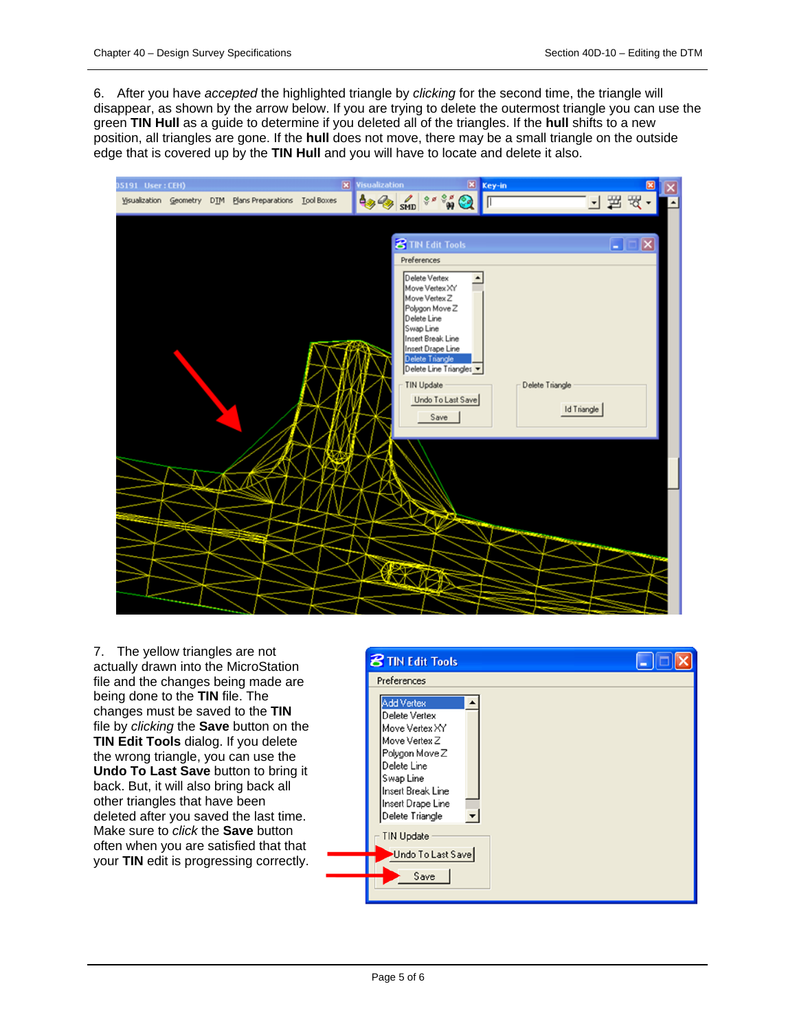6. After you have *accepted* the highlighted triangle by *clicking* for the second time, the triangle will disappear, as shown by the arrow below. If you are trying to delete the outermost triangle you can use the green **TIN Hull** as a guide to determine if you deleted all of the triangles. If the **hull** shifts to a new position, all triangles are gone. If the **hull** does not move, there may be a small triangle on the outside edge that is covered up by the **TIN Hull** and you will have to locate and delete it also.

7. The yellow triangles are not actually drawn into the MicroStation file and the changes being made are being done to the **TIN** file. The changes must be saved to the **TIN** file by *clicking* the **Save** button on the **TIN Edit Tools** dialog. If you delete the wrong triangle, you can use the **Undo To Last Save** button to bring it back. But, it will also bring back all other triangles that have been deleted after you saved the last time. Make sure to *click* the **Save** button often when you are satisfied that that your **TIN** edit is progressing correctly.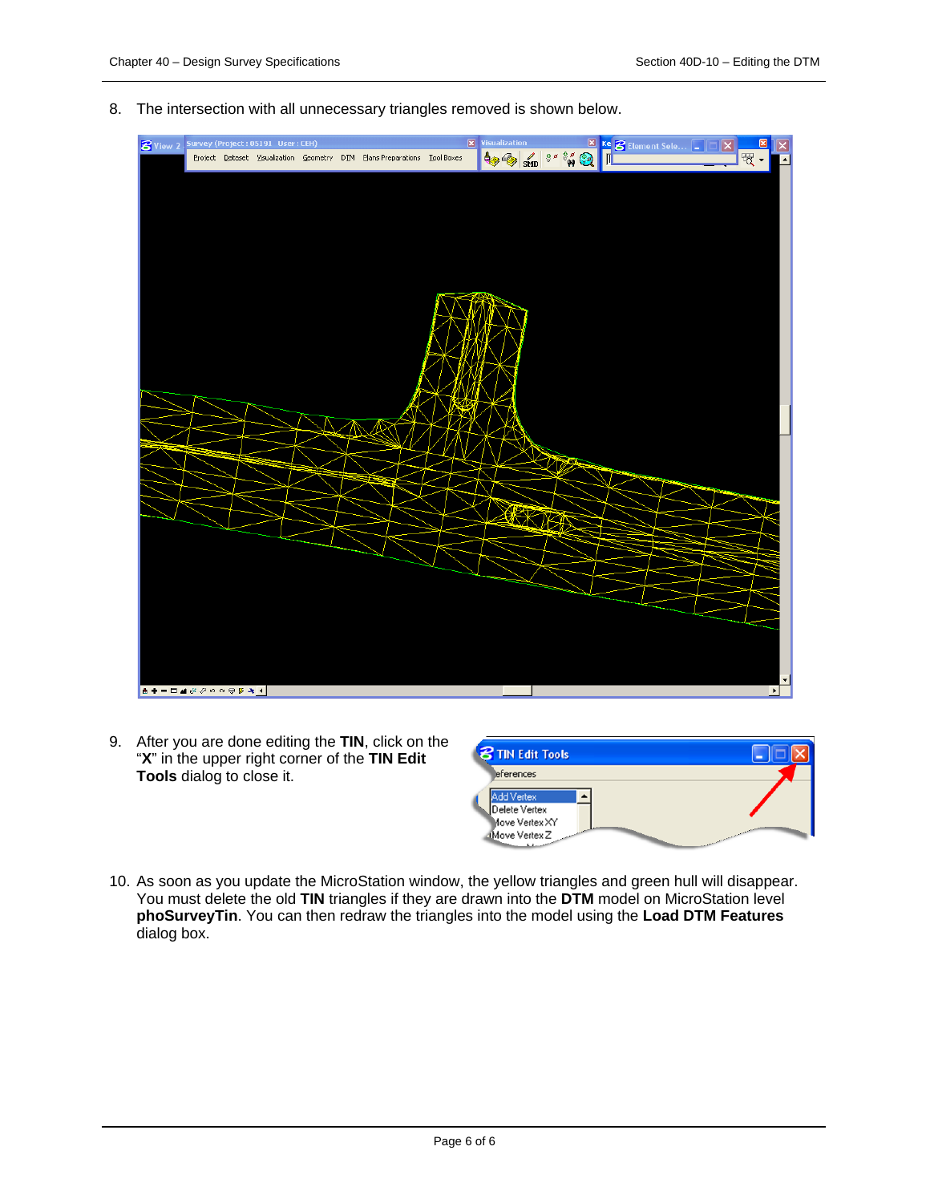8. The intersection with all unnecessary triangles removed is shown below.

9. After you are done editing the **TIN**, click on the "**X**" in the upper right corner of the **TIN Edit Tools** dialog to close it.

10. As soon as you update the MicroStation window, the yellow triangles and green hull will disappear. You must delete the old **TIN** triangles if they are drawn into the **DTM** model on MicroStation level **phoSurveyTin**. You can then redraw the triangles into the model using the **Load DTM Features** dialog box.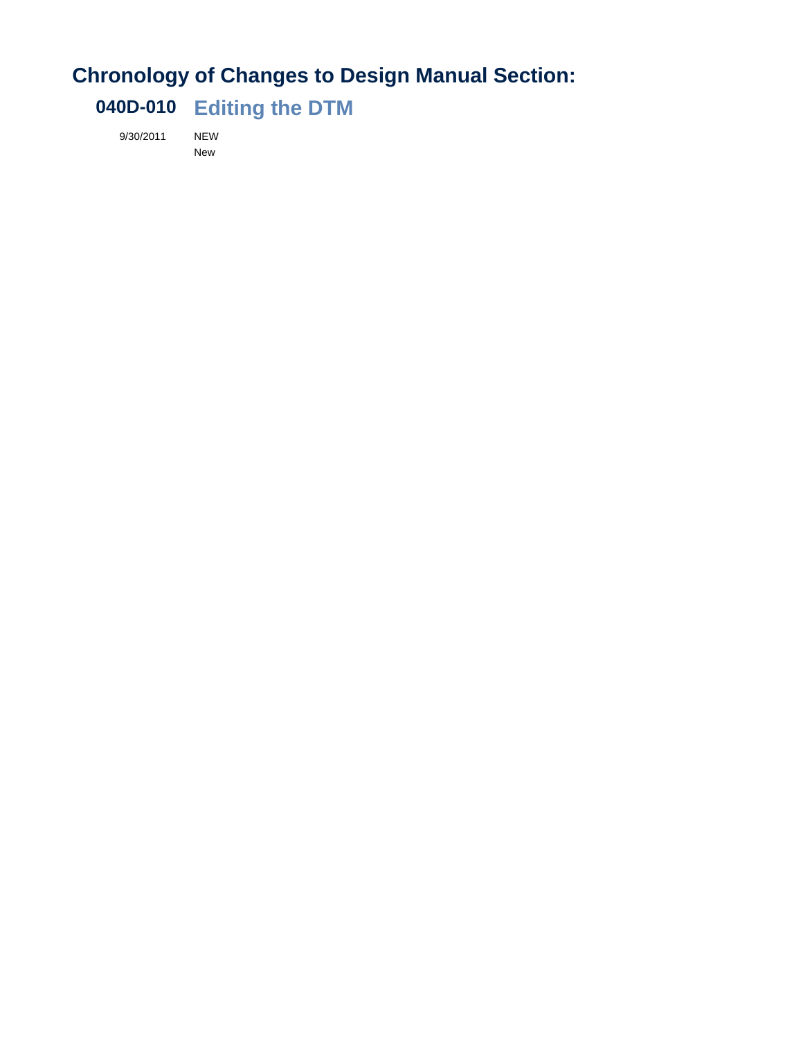# Chronology of Changes to Design Manual Section:

## 040D-010 Editing the DTM

9/30/2011 NEW

New